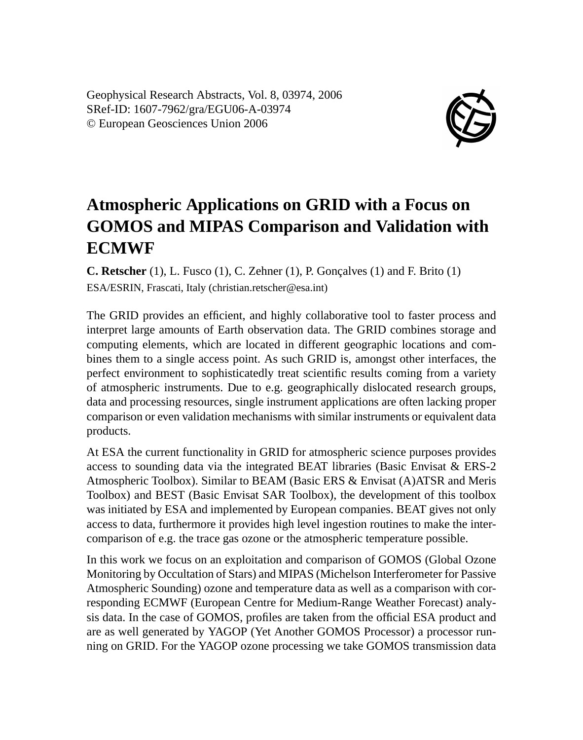Geophysical Research Abstracts, Vol. 8, 03974, 2006
SRef-ID: 1607-7962/gra/EGU06-A-03974
© European Geosciences Union 2006

# Atmospheric Applications on GRID with a Focus on GOMOS and MIPAS Comparison and Validation with ECMWF

**C. Retscher** (1), L. Fusco (1), C. Zehner (1), P. Gonçalves (1) and F. Brito (1)

ESA/ESRIN, Frascati, Italy (christian.retscher@esa.int)

The GRID provides an efficient, and highly collaborative tool to faster process and interpret large amounts of Earth observation data. The GRID combines storage and computing elements, which are located in different geographic locations and combines them to a single access point. As such GRID is, amongst other interfaces, the perfect environment to sophisticatedly treat scientific results coming from a variety of atmospheric instruments. Due to e.g. geographically dislocated research groups, data and processing resources, single instrument applications are often lacking proper comparison or even validation mechanisms with similar instruments or equivalent data products.

At ESA the current functionality in GRID for atmospheric science purposes provides access to sounding data via the integrated BEAT libraries (Basic Envisat & ERS-2 Atmospheric Toolbox). Similar to BEAM (Basic ERS & Envisat (A)ATSR and Meris Toolbox) and BEST (Basic Envisat SAR Toolbox), the development of this toolbox was initiated by ESA and implemented by European companies. BEAT gives not only access to data, furthermore it provides high level ingestion routines to make the intercomparison of e.g. the trace gas ozone or the atmospheric temperature possible.

In this work we focus on an exploitation and comparison of GOMOS (Global Ozone Monitoring by Occultation of Stars) and MIPAS (Michelson Interferometer for Passive Atmospheric Sounding) ozone and temperature data as well as a comparison with corresponding ECMWF (European Centre for Medium-Range Weather Forecast) analysis data. In the case of GOMOS, profiles are taken from the official ESA product and are as well generated by YAGOP (Yet Another GOMOS Processor) a processor running on GRID. For the YAGOP ozone processing we take GOMOS transmission data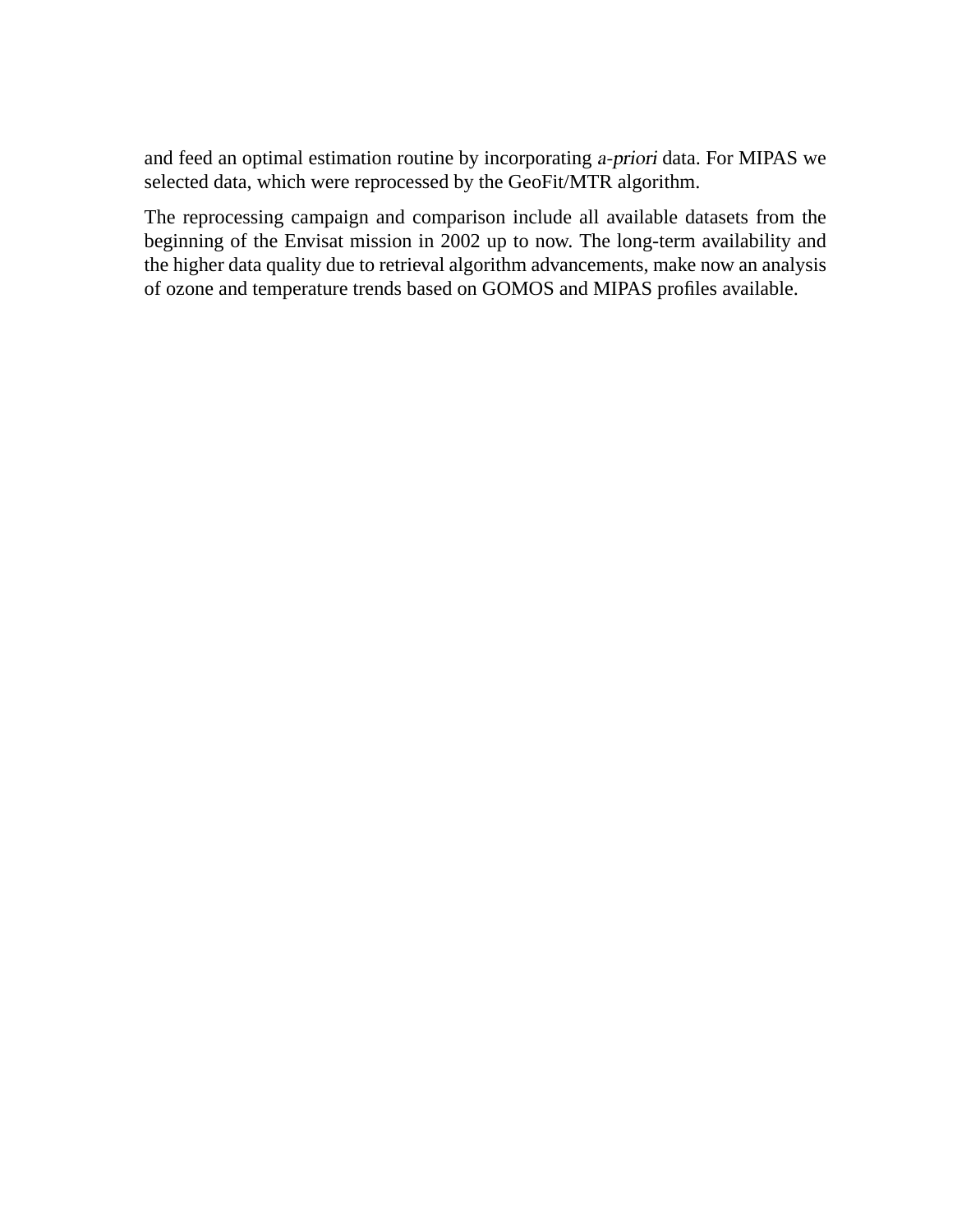and feed an optimal estimation routine by incorporating *a-priori* data. For MIPAS we selected data, which were reprocessed by the GeoFit/MTR algorithm.

The reprocessing campaign and comparison include all available datasets from the beginning of the Envisat mission in 2002 up to now. The long-term availability and the higher data quality due to retrieval algorithm advancements, make now an analysis of ozone and temperature trends based on GOMOS and MIPAS profiles available.